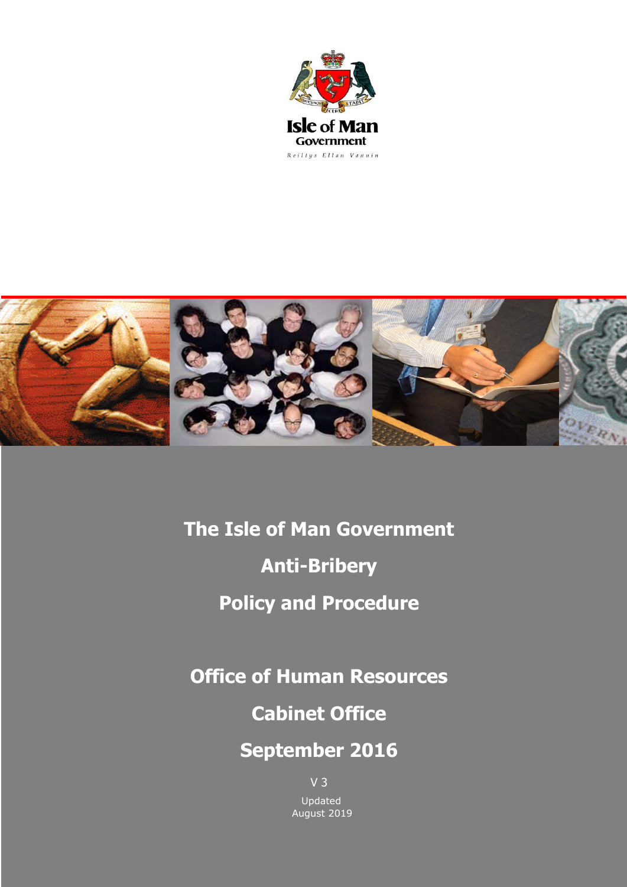Isle of Man Government

Reiltys Ellan Vannin

# The Isle of Man Government Anti-Bribery Policy and Procedure

## Office of Human Resources

## Cabinet Office

## September 2016

V 3

Updated August 2019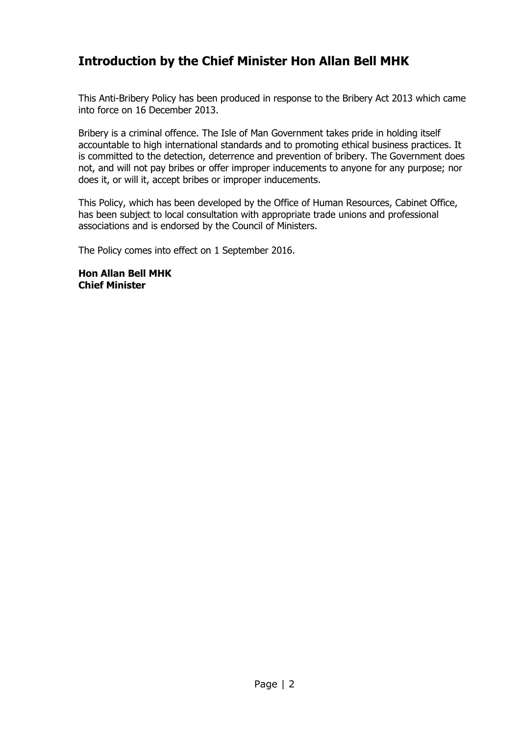## Introduction by the Chief Minister Hon Allan Bell MHK

This Anti-Bribery Policy has been produced in response to the Bribery Act 2013 which came into force on 16 December 2013.

Bribery is a criminal offence. The Isle of Man Government takes pride in holding itself accountable to high international standards and to promoting ethical business practices. It is committed to the detection, deterrence and prevention of bribery. The Government does not, and will not pay bribes or offer improper inducements to anyone for any purpose; nor does it, or will it, accept bribes or improper inducements.

This Policy, which has been developed by the Office of Human Resources, Cabinet Office, has been subject to local consultation with appropriate trade unions and professional associations and is endorsed by the Council of Ministers.

The Policy comes into effect on 1 September 2016.

**Hon Allan Bell MHK**
**Chief Minister**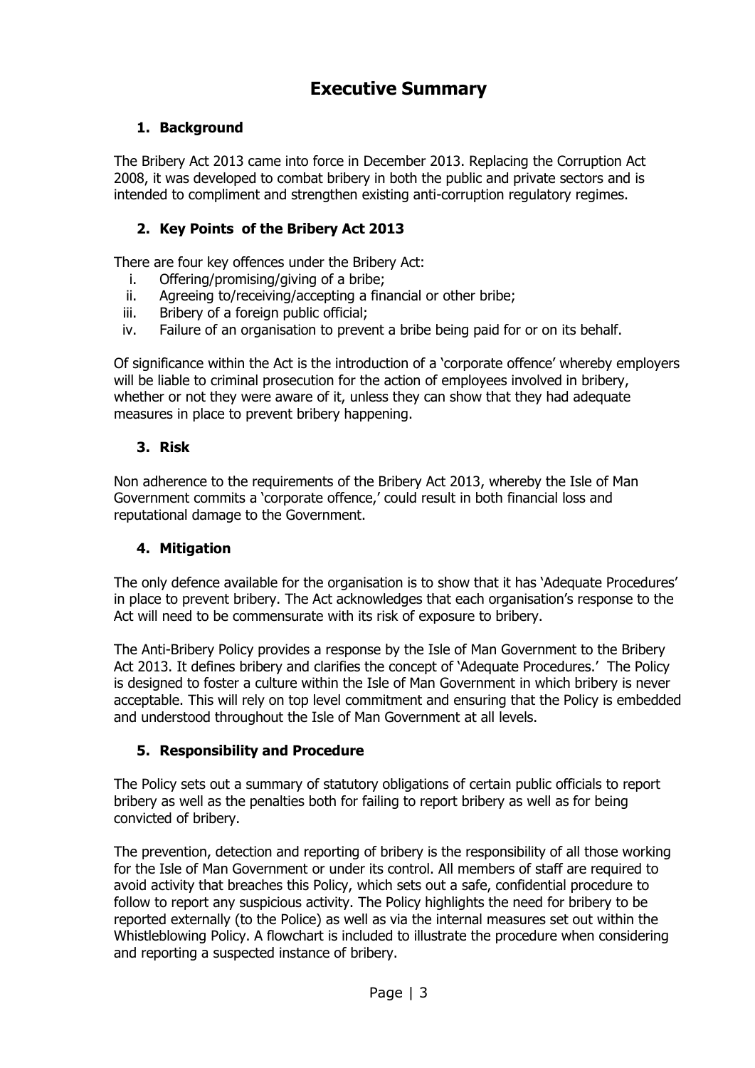# Executive Summary

## 1. Background

The Bribery Act 2013 came into force in December 2013. Replacing the Corruption Act 2008, it was developed to combat bribery in both the public and private sectors and is intended to compliment and strengthen existing anti-corruption regulatory regimes.

## 2. Key Points of the Bribery Act 2013

There are four key offences under the Bribery Act:

i. Offering/promising/giving of a bribe;
ii. Agreeing to/receiving/accepting a financial or other bribe;
iii. Bribery of a foreign public official;
iv. Failure of an organisation to prevent a bribe being paid for or on its behalf.

Of significance within the Act is the introduction of a 'corporate offence' whereby employers will be liable to criminal prosecution for the action of employees involved in bribery, whether or not they were aware of it, unless they can show that they had adequate measures in place to prevent bribery happening.

## 3. Risk

Non adherence to the requirements of the Bribery Act 2013, whereby the Isle of Man Government commits a 'corporate offence,' could result in both financial loss and reputational damage to the Government.

## 4. Mitigation

The only defence available for the organisation is to show that it has 'Adequate Procedures' in place to prevent bribery. The Act acknowledges that each organisation's response to the Act will need to be commensurate with its risk of exposure to bribery.

The Anti-Bribery Policy provides a response by the Isle of Man Government to the Bribery Act 2013. It defines bribery and clarifies the concept of 'Adequate Procedures.' The Policy is designed to foster a culture within the Isle of Man Government in which bribery is never acceptable. This will rely on top level commitment and ensuring that the Policy is embedded and understood throughout the Isle of Man Government at all levels.

## 5. Responsibility and Procedure

The Policy sets out a summary of statutory obligations of certain public officials to report bribery as well as the penalties both for failing to report bribery as well as for being convicted of bribery.

The prevention, detection and reporting of bribery is the responsibility of all those working for the Isle of Man Government or under its control. All members of staff are required to avoid activity that breaches this Policy, which sets out a safe, confidential procedure to follow to report any suspicious activity. The Policy highlights the need for bribery to be reported externally (to the Police) as well as via the internal measures set out within the Whistleblowing Policy. A flowchart is included to illustrate the procedure when considering and reporting a suspected instance of bribery.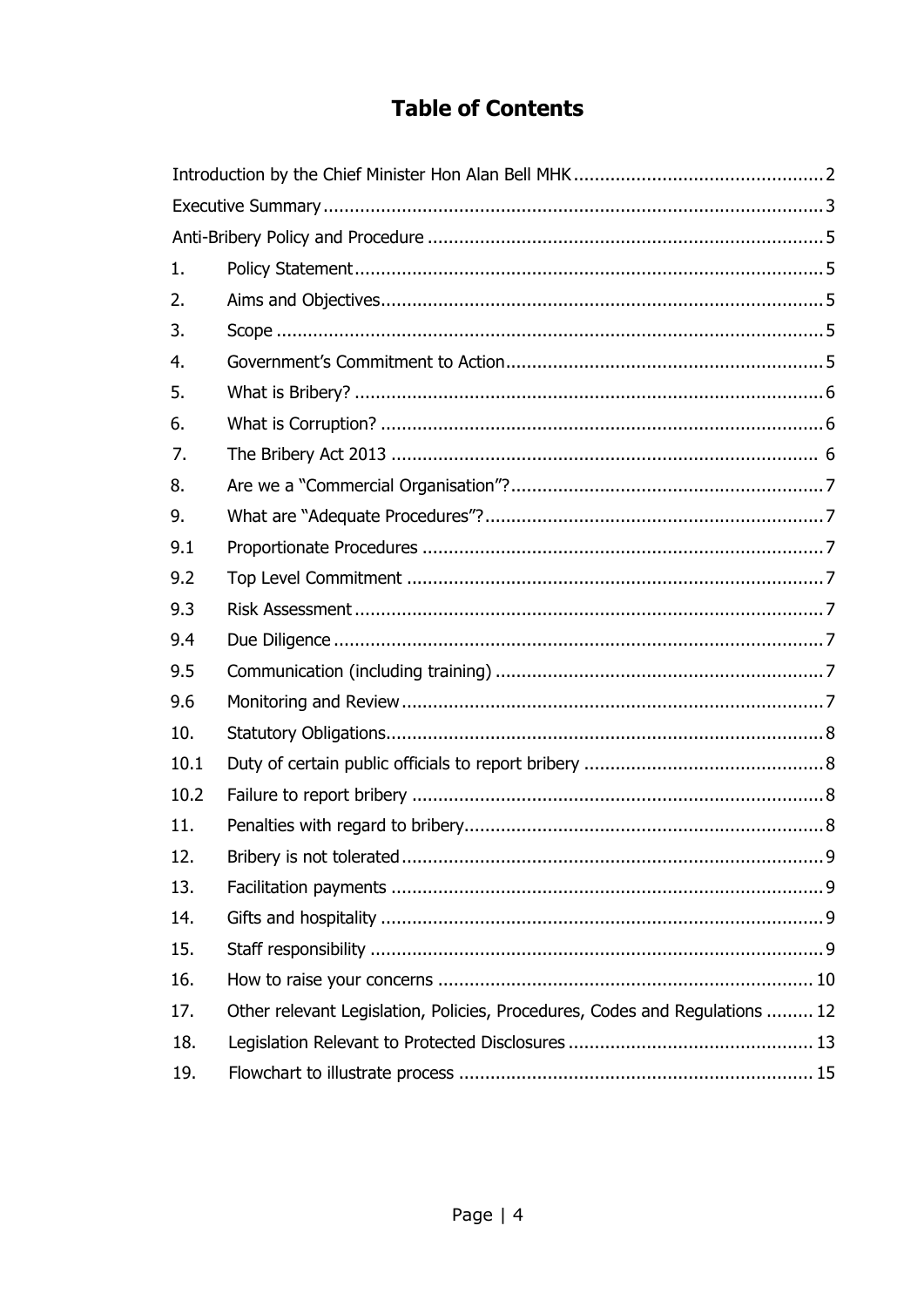# Table of Contents

| | | |
|---|---|---|
| Introduction by the Chief Minister Hon Alan Bell MHK | | 2 |
| Executive Summary | | 3 |
| Anti-Bribery Policy and Procedure | | 5 |
| 1. | Policy Statement | 5 |
| 2. | Aims and Objectives | 5 |
| 3. | Scope | 5 |
| 4. | Government's Commitment to Action | 5 |
| 5. | What is Bribery? | 6 |
| 6. | What is Corruption? | 6 |
| 7. | The Bribery Act 2013 | 6 |
| 8. | Are we a "Commercial Organisation"? | 7 |
| 9. | What are "Adequate Procedures"? | 7 |
| 9.1 | Proportionate Procedures | 7 |
| 9.2 | Top Level Commitment | 7 |
| 9.3 | Risk Assessment | 7 |
| 9.4 | Due Diligence | 7 |
| 9.5 | Communication (including training) | 7 |
| 9.6 | Monitoring and Review | 7 |
| 10. | Statutory Obligations | 8 |
| 10.1 | Duty of certain public officials to report bribery | 8 |
| 10.2 | Failure to report bribery | 8 |
| 11. | Penalties with regard to bribery | 8 |
| 12. | Bribery is not tolerated | 9 |
| 13. | Facilitation payments | 9 |
| 14. | Gifts and hospitality | 9 |
| 15. | Staff responsibility | 9 |
| 16. | How to raise your concerns | 10 |
| 17. | Other relevant Legislation, Policies, Procedures, Codes and Regulations | 12 |
| 18. | Legislation Relevant to Protected Disclosures | 13 |
| 19. | Flowchart to illustrate process | 15 |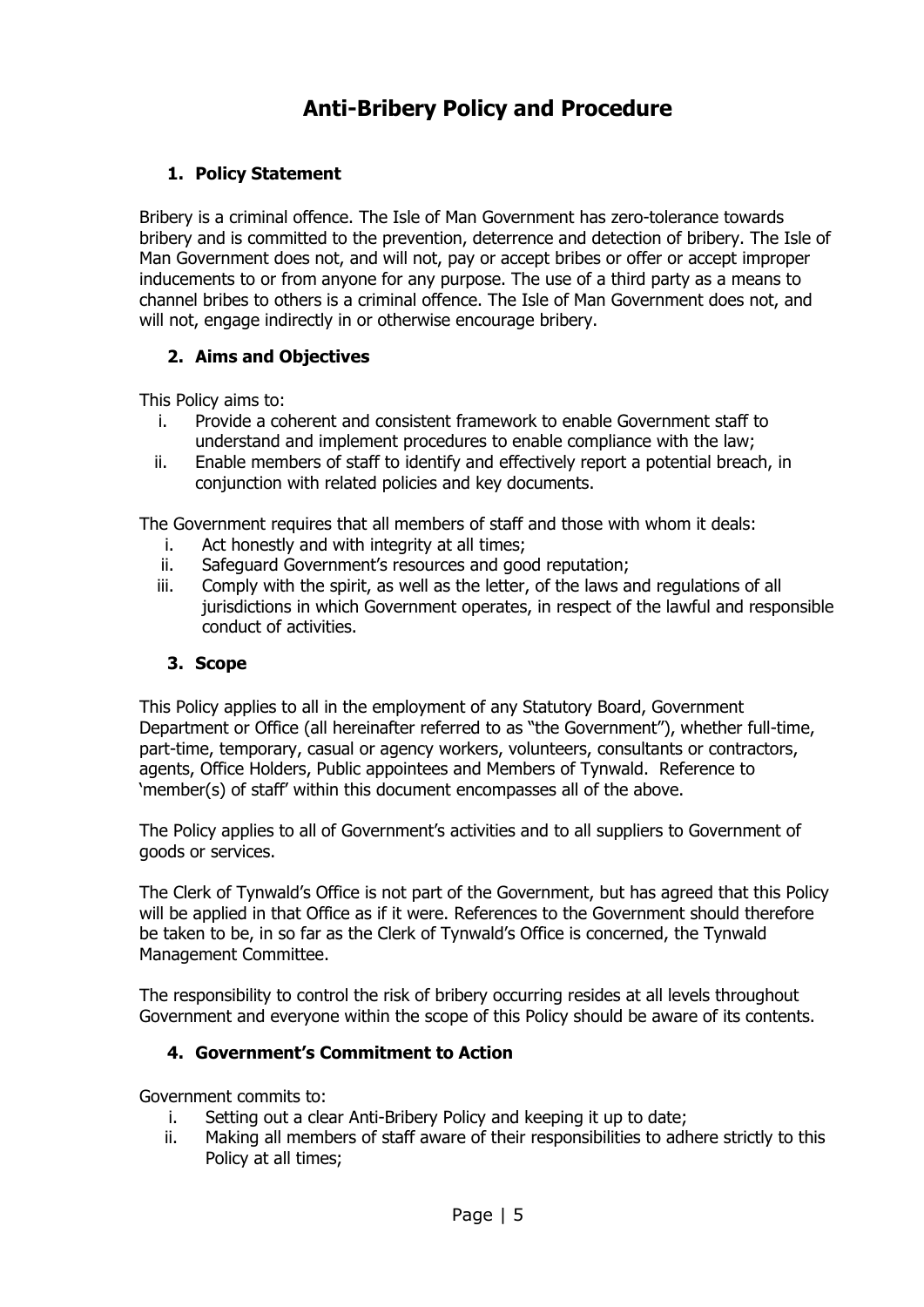# Anti-Bribery Policy and Procedure

## 1. Policy Statement

Bribery is a criminal offence. The Isle of Man Government has zero-tolerance towards bribery and is committed to the prevention, deterrence and detection of bribery. The Isle of Man Government does not, and will not, pay or accept bribes or offer or accept improper inducements to or from anyone for any purpose. The use of a third party as a means to channel bribes to others is a criminal offence. The Isle of Man Government does not, and will not, engage indirectly in or otherwise encourage bribery.

## 2. Aims and Objectives

This Policy aims to:

i. Provide a coherent and consistent framework to enable Government staff to understand and implement procedures to enable compliance with the law;
ii. Enable members of staff to identify and effectively report a potential breach, in conjunction with related policies and key documents.

The Government requires that all members of staff and those with whom it deals:

i. Act honestly and with integrity at all times;
ii. Safeguard Government's resources and good reputation;
iii. Comply with the spirit, as well as the letter, of the laws and regulations of all jurisdictions in which Government operates, in respect of the lawful and responsible conduct of activities.

## 3. Scope

This Policy applies to all in the employment of any Statutory Board, Government Department or Office (all hereinafter referred to as "the Government"), whether full-time, part-time, temporary, casual or agency workers, volunteers, consultants or contractors, agents, Office Holders, Public appointees and Members of Tynwald. Reference to 'member(s) of staff' within this document encompasses all of the above.

The Policy applies to all of Government's activities and to all suppliers to Government of goods or services.

The Clerk of Tynwald's Office is not part of the Government, but has agreed that this Policy will be applied in that Office as if it were. References to the Government should therefore be taken to be, in so far as the Clerk of Tynwald's Office is concerned, the Tynwald Management Committee.

The responsibility to control the risk of bribery occurring resides at all levels throughout Government and everyone within the scope of this Policy should be aware of its contents.

## 4. Government's Commitment to Action

Government commits to:

i. Setting out a clear Anti-Bribery Policy and keeping it up to date;
ii. Making all members of staff aware of their responsibilities to adhere strictly to this Policy at all times;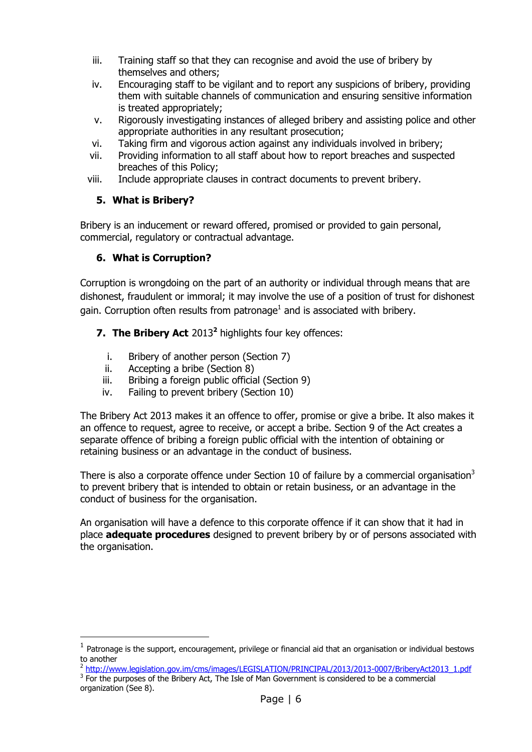iii. Training staff so that they can recognise and avoid the use of bribery by themselves and others;
iv. Encouraging staff to be vigilant and to report any suspicions of bribery, providing them with suitable channels of communication and ensuring sensitive information is treated appropriately;
v. Rigorously investigating instances of alleged bribery and assisting police and other appropriate authorities in any resultant prosecution;
vi. Taking firm and vigorous action against any individuals involved in bribery;
vii. Providing information to all staff about how to report breaches and suspected breaches of this Policy;
viii. Include appropriate clauses in contract documents to prevent bribery.

### 5. What is Bribery?

Bribery is an inducement or reward offered, promised or provided to gain personal, commercial, regulatory or contractual advantage.

### 6. What is Corruption?

Corruption is wrongdoing on the part of an authority or individual through means that are dishonest, fraudulent or immoral; it may involve the use of a position of trust for dishonest gain. Corruption often results from patronage[1] and is associated with bribery.

### 7. The Bribery Act 2013[2] highlights four key offences:

i. Bribery of another person (Section 7)
ii. Accepting a bribe (Section 8)
iii. Bribing a foreign public official (Section 9)
iv. Failing to prevent bribery (Section 10)

The Bribery Act 2013 makes it an offence to offer, promise or give a bribe. It also makes it an offence to request, agree to receive, or accept a bribe. Section 9 of the Act creates a separate offence of bribing a foreign public official with the intention of obtaining or retaining business or an advantage in the conduct of business.

There is also a corporate offence under Section 10 of failure by a commercial organisation[3] to prevent bribery that is intended to obtain or retain business, or an advantage in the conduct of business for the organisation.

An organisation will have a defence to this corporate offence if it can show that it had in place **adequate procedures** designed to prevent bribery by or of persons associated with the organisation.

---

[1] Patronage is the support, encouragement, privilege or financial aid that an organisation or individual bestows to another

[2] http://www.legislation.gov.im/cms/images/LEGISLATION/PRINCIPAL/2013/2013-0007/BriberyAct2013_1.pdf

[3] For the purposes of the Bribery Act, The Isle of Man Government is considered to be a commercial organization (See 8).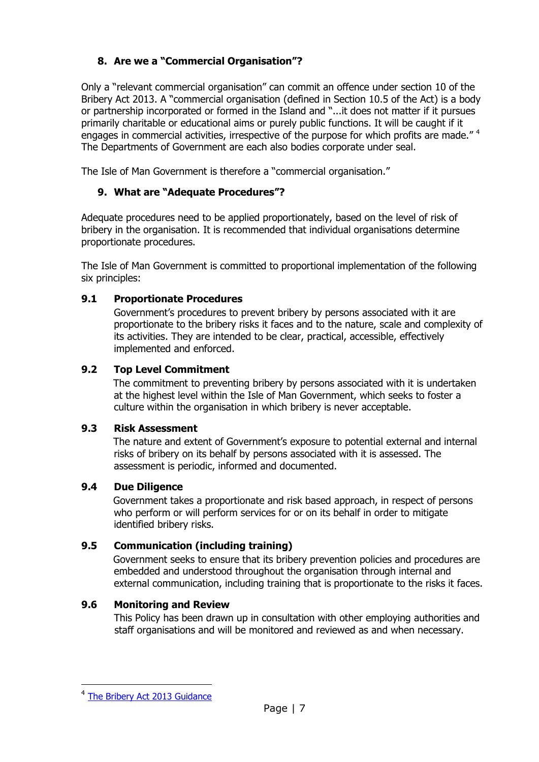## 8. Are we a "Commercial Organisation"?

Only a "relevant commercial organisation" can commit an offence under section 10 of the Bribery Act 2013. A "commercial organisation (defined in Section 10.5 of the Act) is a body or partnership incorporated or formed in the Island and "...it does not matter if it pursues primarily charitable or educational aims or purely public functions. It will be caught if it engages in commercial activities, irrespective of the purpose for which profits are made." [4] The Departments of Government are each also bodies corporate under seal.

The Isle of Man Government is therefore a "commercial organisation."

## 9. What are "Adequate Procedures"?

Adequate procedures need to be applied proportionately, based on the level of risk of bribery in the organisation. It is recommended that individual organisations determine proportionate procedures.

The Isle of Man Government is committed to proportional implementation of the following six principles:

### 9.1 Proportionate Procedures

Government's procedures to prevent bribery by persons associated with it are proportionate to the bribery risks it faces and to the nature, scale and complexity of its activities. They are intended to be clear, practical, accessible, effectively implemented and enforced.

### 9.2 Top Level Commitment

The commitment to preventing bribery by persons associated with it is undertaken at the highest level within the Isle of Man Government, which seeks to foster a culture within the organisation in which bribery is never acceptable.

### 9.3 Risk Assessment

The nature and extent of Government's exposure to potential external and internal risks of bribery on its behalf by persons associated with it is assessed. The assessment is periodic, informed and documented.

### 9.4 Due Diligence

Government takes a proportionate and risk based approach, in respect of persons who perform or will perform services for or on its behalf in order to mitigate identified bribery risks.

### 9.5 Communication (including training)

Government seeks to ensure that its bribery prevention policies and procedures are embedded and understood throughout the organisation through internal and external communication, including training that is proportionate to the risks it faces.

### 9.6 Monitoring and Review

This Policy has been drawn up in consultation with other employing authorities and staff organisations and will be monitored and reviewed as and when necessary.

---

[4] The Bribery Act 2013 Guidance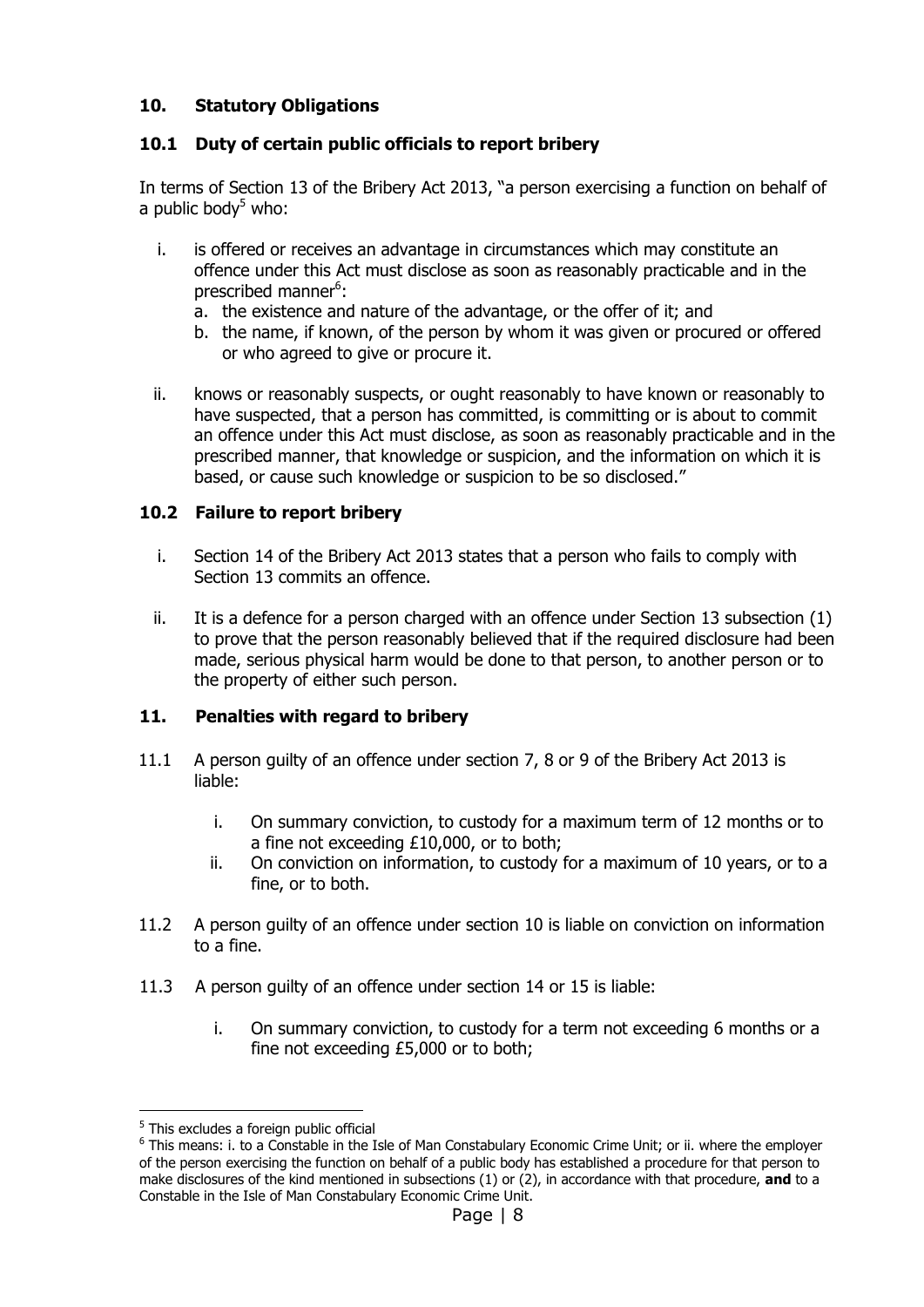## 10. Statutory Obligations

### 10.1 Duty of certain public officials to report bribery

In terms of Section 13 of the Bribery Act 2013, "a person exercising a function on behalf of a public body[5] who:

i. is offered or receives an advantage in circumstances which may constitute an offence under this Act must disclose as soon as reasonably practicable and in the prescribed manner[6]:
   a. the existence and nature of the advantage, or the offer of it; and
   b. the name, if known, of the person by whom it was given or procured or offered or who agreed to give or procure it.

ii. knows or reasonably suspects, or ought reasonably to have known or reasonably to have suspected, that a person has committed, is committing or is about to commit an offence under this Act must disclose, as soon as reasonably practicable and in the prescribed manner, that knowledge or suspicion, and the information on which it is based, or cause such knowledge or suspicion to be so disclosed."

### 10.2 Failure to report bribery

i. Section 14 of the Bribery Act 2013 states that a person who fails to comply with Section 13 commits an offence.

ii. It is a defence for a person charged with an offence under Section 13 subsection (1) to prove that the person reasonably believed that if the required disclosure had been made, serious physical harm would be done to that person, to another person or to the property of either such person.

## 11. Penalties with regard to bribery

11.1 A person guilty of an offence under section 7, 8 or 9 of the Bribery Act 2013 is liable:

i. On summary conviction, to custody for a maximum term of 12 months or to a fine not exceeding £10,000, or to both;
ii. On conviction on information, to custody for a maximum of 10 years, or to a fine, or to both.

11.2 A person guilty of an offence under section 10 is liable on conviction on information to a fine.

11.3 A person guilty of an offence under section 14 or 15 is liable:

i. On summary conviction, to custody for a term not exceeding 6 months or a fine not exceeding £5,000 or to both;

---

[5] This excludes a foreign public official

[6] This means: i. to a Constable in the Isle of Man Constabulary Economic Crime Unit; or ii. where the employer of the person exercising the function on behalf of a public body has established a procedure for that person to make disclosures of the kind mentioned in subsections (1) or (2), in accordance with that procedure, **and** to a Constable in the Isle of Man Constabulary Economic Crime Unit.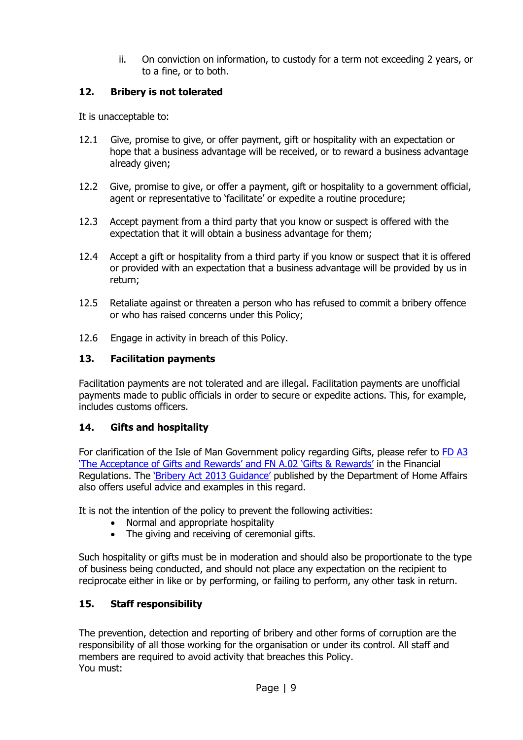ii. On conviction on information, to custody for a term not exceeding 2 years, or to a fine, or to both.

## 12. Bribery is not tolerated

It is unacceptable to:

12.1 Give, promise to give, or offer payment, gift or hospitality with an expectation or hope that a business advantage will be received, or to reward a business advantage already given;

12.2 Give, promise to give, or offer a payment, gift or hospitality to a government official, agent or representative to 'facilitate' or expedite a routine procedure;

12.3 Accept payment from a third party that you know or suspect is offered with the expectation that it will obtain a business advantage for them;

12.4 Accept a gift or hospitality from a third party if you know or suspect that it is offered or provided with an expectation that a business advantage will be provided by us in return;

12.5 Retaliate against or threaten a person who has refused to commit a bribery offence or who has raised concerns under this Policy;

12.6 Engage in activity in breach of this Policy.

## 13. Facilitation payments

Facilitation payments are not tolerated and are illegal. Facilitation payments are unofficial payments made to public officials in order to secure or expedite actions. This, for example, includes customs officers.

## 14. Gifts and hospitality

For clarification of the Isle of Man Government policy regarding Gifts, please refer to FD A3 'The Acceptance of Gifts and Rewards' and FN A.02 'Gifts & Rewards' in the Financial Regulations. The 'Bribery Act 2013 Guidance' published by the Department of Home Affairs also offers useful advice and examples in this regard.

It is not the intention of the policy to prevent the following activities:

- Normal and appropriate hospitality
- The giving and receiving of ceremonial gifts.

Such hospitality or gifts must be in moderation and should also be proportionate to the type of business being conducted, and should not place any expectation on the recipient to reciprocate either in like or by performing, or failing to perform, any other task in return.

## 15. Staff responsibility

The prevention, detection and reporting of bribery and other forms of corruption are the responsibility of all those working for the organisation or under its control. All staff and members are required to avoid activity that breaches this Policy.
You must: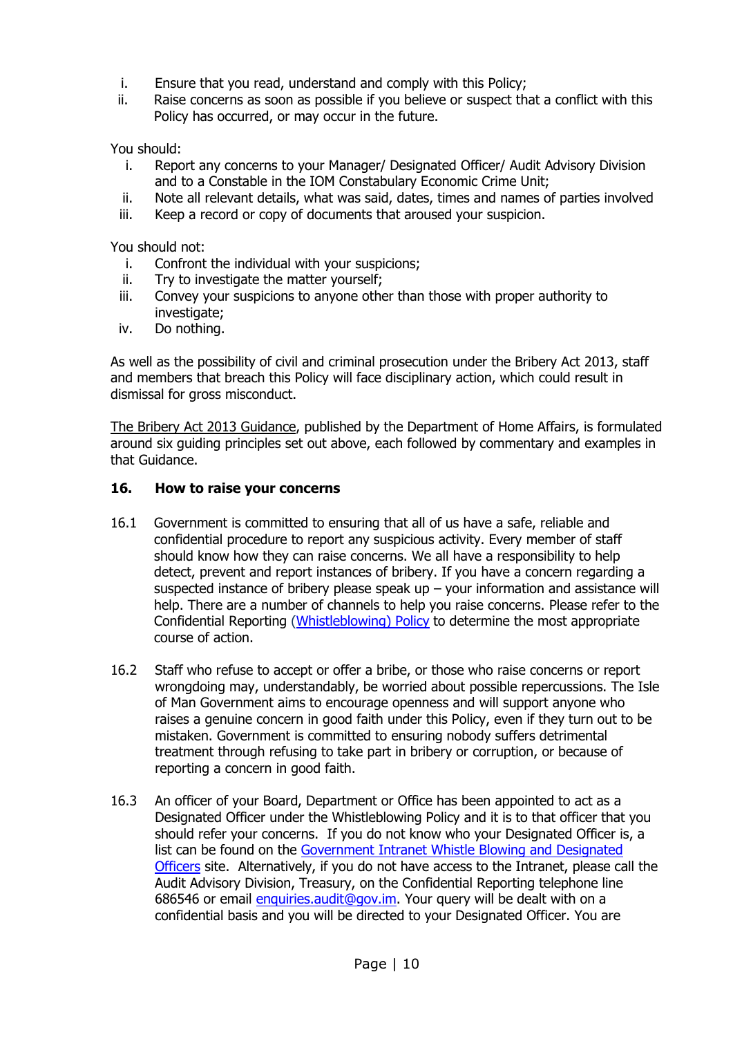i. Ensure that you read, understand and comply with this Policy;
ii. Raise concerns as soon as possible if you believe or suspect that a conflict with this Policy has occurred, or may occur in the future.

You should:

i. Report any concerns to your Manager/ Designated Officer/ Audit Advisory Division and to a Constable in the IOM Constabulary Economic Crime Unit;
ii. Note all relevant details, what was said, dates, times and names of parties involved
iii. Keep a record or copy of documents that aroused your suspicion.

You should not:

i. Confront the individual with your suspicions;
ii. Try to investigate the matter yourself;
iii. Convey your suspicions to anyone other than those with proper authority to investigate;
iv. Do nothing.

As well as the possibility of civil and criminal prosecution under the Bribery Act 2013, staff and members that breach this Policy will face disciplinary action, which could result in dismissal for gross misconduct.

The Bribery Act 2013 Guidance, published by the Department of Home Affairs, is formulated around six guiding principles set out above, each followed by commentary and examples in that Guidance.

## 16. How to raise your concerns

16.1 Government is committed to ensuring that all of us have a safe, reliable and confidential procedure to report any suspicious activity. Every member of staff should know how they can raise concerns. We all have a responsibility to help detect, prevent and report instances of bribery. If you have a concern regarding a suspected instance of bribery please speak up – your information and assistance will help. There are a number of channels to help you raise concerns. Please refer to the Confidential Reporting (Whistleblowing) Policy to determine the most appropriate course of action.

16.2 Staff who refuse to accept or offer a bribe, or those who raise concerns or report wrongdoing may, understandably, be worried about possible repercussions. The Isle of Man Government aims to encourage openness and will support anyone who raises a genuine concern in good faith under this Policy, even if they turn out to be mistaken. Government is committed to ensuring nobody suffers detrimental treatment through refusing to take part in bribery or corruption, or because of reporting a concern in good faith.

16.3 An officer of your Board, Department or Office has been appointed to act as a Designated Officer under the Whistleblowing Policy and it is to that officer that you should refer your concerns. If you do not know who your Designated Officer is, a list can be found on the Government Intranet Whistle Blowing and Designated Officers site. Alternatively, if you do not have access to the Intranet, please call the Audit Advisory Division, Treasury, on the Confidential Reporting telephone line 686546 or email enquiries.audit@gov.im. Your query will be dealt with on a confidential basis and you will be directed to your Designated Officer. You are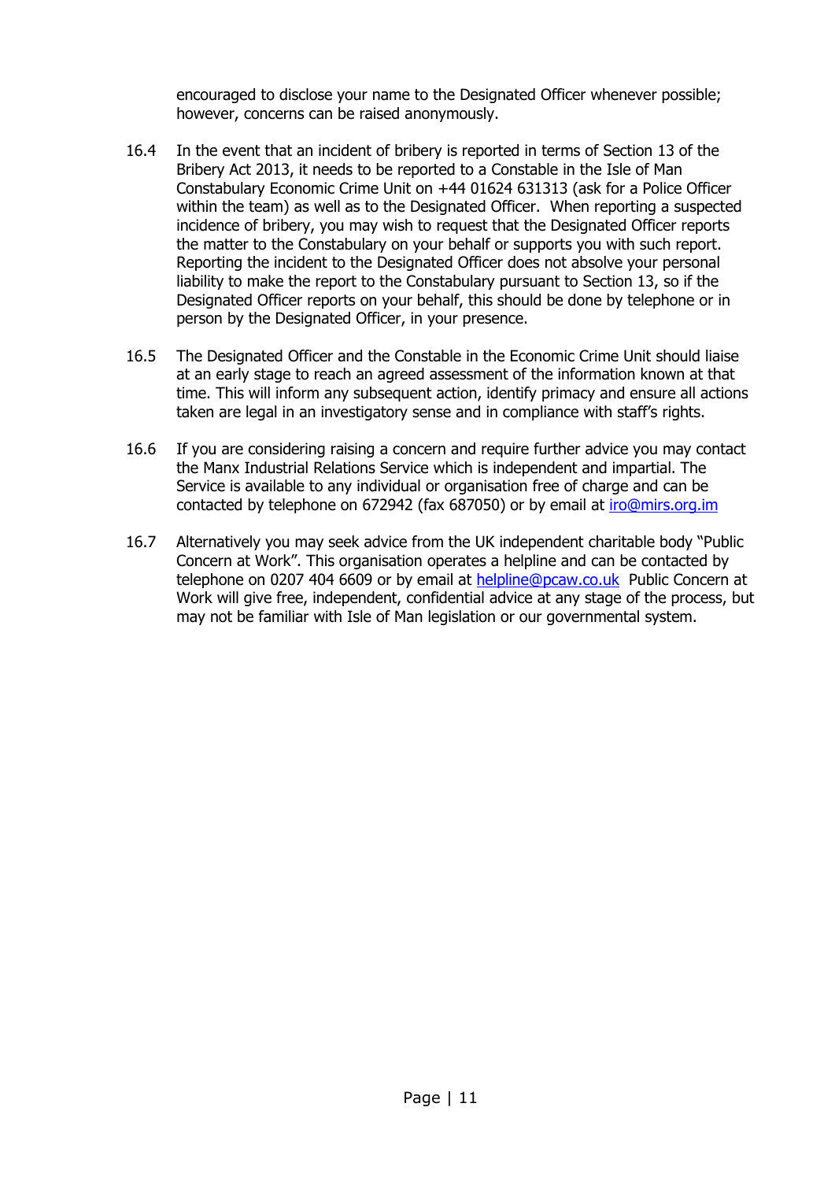encouraged to disclose your name to the Designated Officer whenever possible; however, concerns can be raised anonymously.

16.4 In the event that an incident of bribery is reported in terms of Section 13 of the Bribery Act 2013, it needs to be reported to a Constable in the Isle of Man Constabulary Economic Crime Unit on +44 01624 631313 (ask for a Police Officer within the team) as well as to the Designated Officer. When reporting a suspected incidence of bribery, you may wish to request that the Designated Officer reports the matter to the Constabulary on your behalf or supports you with such report. Reporting the incident to the Designated Officer does not absolve your personal liability to make the report to the Constabulary pursuant to Section 13, so if the Designated Officer reports on your behalf, this should be done by telephone or in person by the Designated Officer, in your presence.

16.5 The Designated Officer and the Constable in the Economic Crime Unit should liaise at an early stage to reach an agreed assessment of the information known at that time. This will inform any subsequent action, identify primacy and ensure all actions taken are legal in an investigatory sense and in compliance with staff's rights.

16.6 If you are considering raising a concern and require further advice you may contact the Manx Industrial Relations Service which is independent and impartial. The Service is available to any individual or organisation free of charge and can be contacted by telephone on 672942 (fax 687050) or by email at iro@mirs.org.im

16.7 Alternatively you may seek advice from the UK independent charitable body "Public Concern at Work". This organisation operates a helpline and can be contacted by telephone on 0207 404 6609 or by email at helpline@pcaw.co.uk Public Concern at Work will give free, independent, confidential advice at any stage of the process, but may not be familiar with Isle of Man legislation or our governmental system.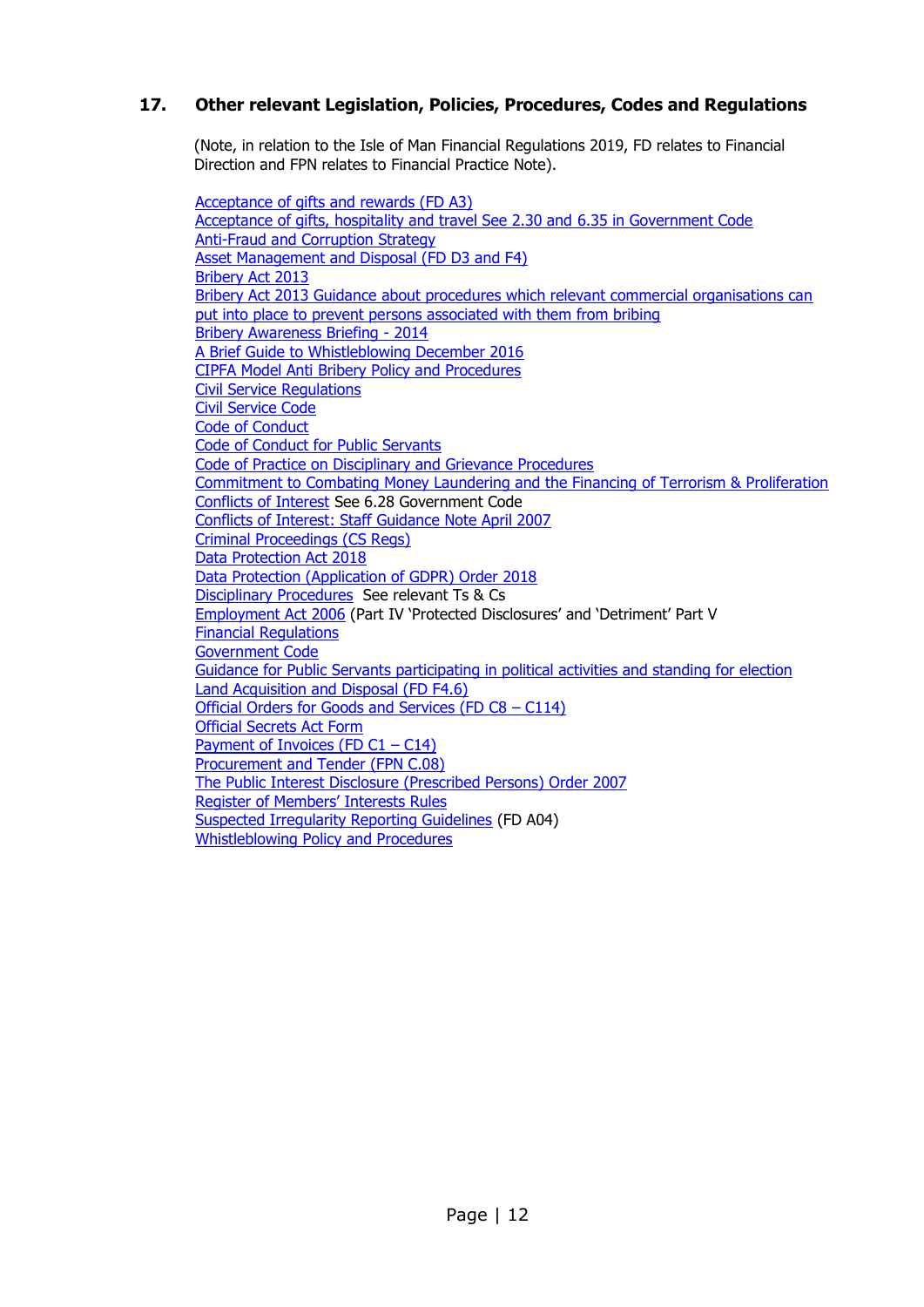## 17. Other relevant Legislation, Policies, Procedures, Codes and Regulations

(Note, in relation to the Isle of Man Financial Regulations 2019, FD relates to Financial Direction and FPN relates to Financial Practice Note).

Acceptance of gifts and rewards (FD A3)
Acceptance of gifts, hospitality and travel See 2.30 and 6.35 in Government Code
Anti-Fraud and Corruption Strategy
Asset Management and Disposal (FD D3 and F4)
Bribery Act 2013
Bribery Act 2013 Guidance about procedures which relevant commercial organisations can put into place to prevent persons associated with them from bribing
Bribery Awareness Briefing - 2014
A Brief Guide to Whistleblowing December 2016
CIPFA Model Anti Bribery Policy and Procedures
Civil Service Regulations
Civil Service Code
Code of Conduct
Code of Conduct for Public Servants
Code of Practice on Disciplinary and Grievance Procedures
Commitment to Combating Money Laundering and the Financing of Terrorism & Proliferation
Conflicts of Interest See 6.28 Government Code
Conflicts of Interest: Staff Guidance Note April 2007
Criminal Proceedings (CS Regs)
Data Protection Act 2018
Data Protection (Application of GDPR) Order 2018
Disciplinary Procedures See relevant Ts & Cs
Employment Act 2006 (Part IV 'Protected Disclosures' and 'Detriment' Part V
Financial Regulations
Government Code
Guidance for Public Servants participating in political activities and standing for election
Land Acquisition and Disposal (FD F4.6)
Official Orders for Goods and Services (FD C8 – C114)
Official Secrets Act Form
Payment of Invoices (FD C1 – C14)
Procurement and Tender (FPN C.08)
The Public Interest Disclosure (Prescribed Persons) Order 2007
Register of Members' Interests Rules
Suspected Irregularity Reporting Guidelines (FD A04)
Whistleblowing Policy and Procedures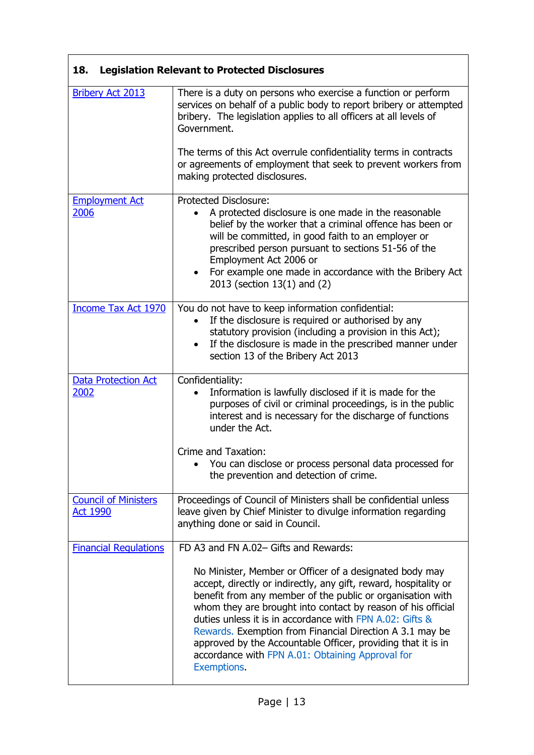| 18. Legislation Relevant to Protected Disclosures | |
|---|---|
| Bribery Act 2013 | There is a duty on persons who exercise a function or perform services on behalf of a public body to report bribery or attempted bribery. The legislation applies to all officers at all levels of Government.<br><br>The terms of this Act overrule confidentiality terms in contracts or agreements of employment that seek to prevent workers from making protected disclosures. |
| Employment Act 2006 | Protected Disclosure:<br>• A protected disclosure is one made in the reasonable belief by the worker that a criminal offence has been or will be committed, in good faith to an employer or prescribed person pursuant to sections 51-56 of the Employment Act 2006 or<br>• For example one made in accordance with the Bribery Act 2013 (section 13(1) and (2) |
| Income Tax Act 1970 | You do not have to keep information confidential:<br>• If the disclosure is required or authorised by any statutory provision (including a provision in this Act);<br>• If the disclosure is made in the prescribed manner under section 13 of the Bribery Act 2013 |
| Data Protection Act 2002 | Confidentiality:<br>• Information is lawfully disclosed if it is made for the purposes of civil or criminal proceedings, is in the public interest and is necessary for the discharge of functions under the Act.<br><br>Crime and Taxation:<br>• You can disclose or process personal data processed for the prevention and detection of crime. |
| Council of Ministers Act 1990 | Proceedings of Council of Ministers shall be confidential unless leave given by Chief Minister to divulge information regarding anything done or said in Council. |
| Financial Regulations | FD A3 and FN A.02– Gifts and Rewards:<br><br>No Minister, Member or Officer of a designated body may accept, directly or indirectly, any gift, reward, hospitality or benefit from any member of the public or organisation with whom they are brought into contact by reason of his official duties unless it is in accordance with FPN A.02: Gifts & Rewards. Exemption from Financial Direction A 3.1 may be approved by the Accountable Officer, providing that it is in accordance with FPN A.01: Obtaining Approval for Exemptions. |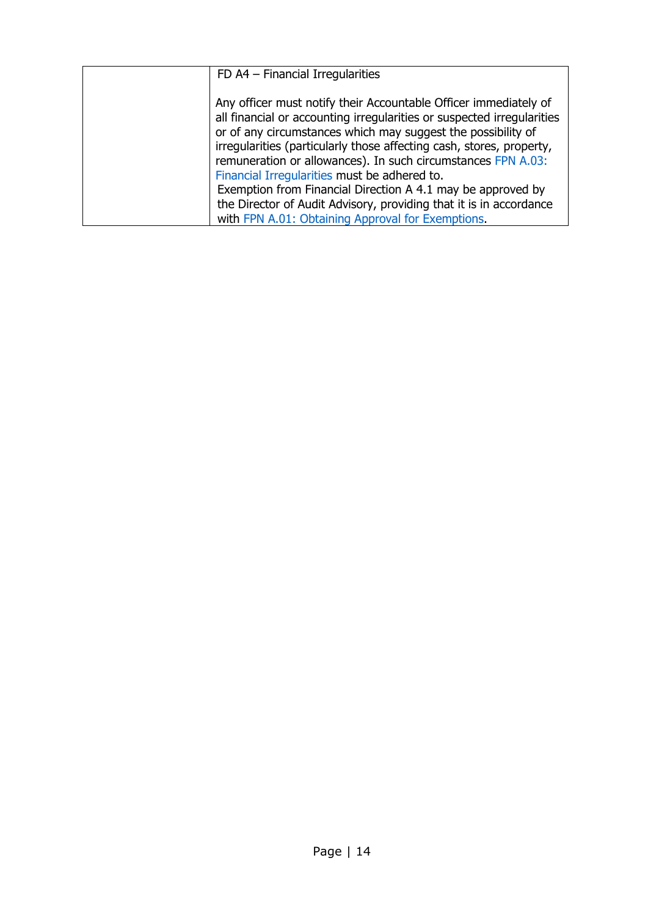|  | FD A4 – Financial Irregularities<br><br>Any officer must notify their Accountable Officer immediately of all financial or accounting irregularities or suspected irregularities or of any circumstances which may suggest the possibility of irregularities (particularly those affecting cash, stores, property, remuneration or allowances). In such circumstances FPN A.03: Financial Irregularities must be adhered to.<br>Exemption from Financial Direction A 4.1 may be approved by the Director of Audit Advisory, providing that it is in accordance with FPN A.01: Obtaining Approval for Exemptions. |
|---|---|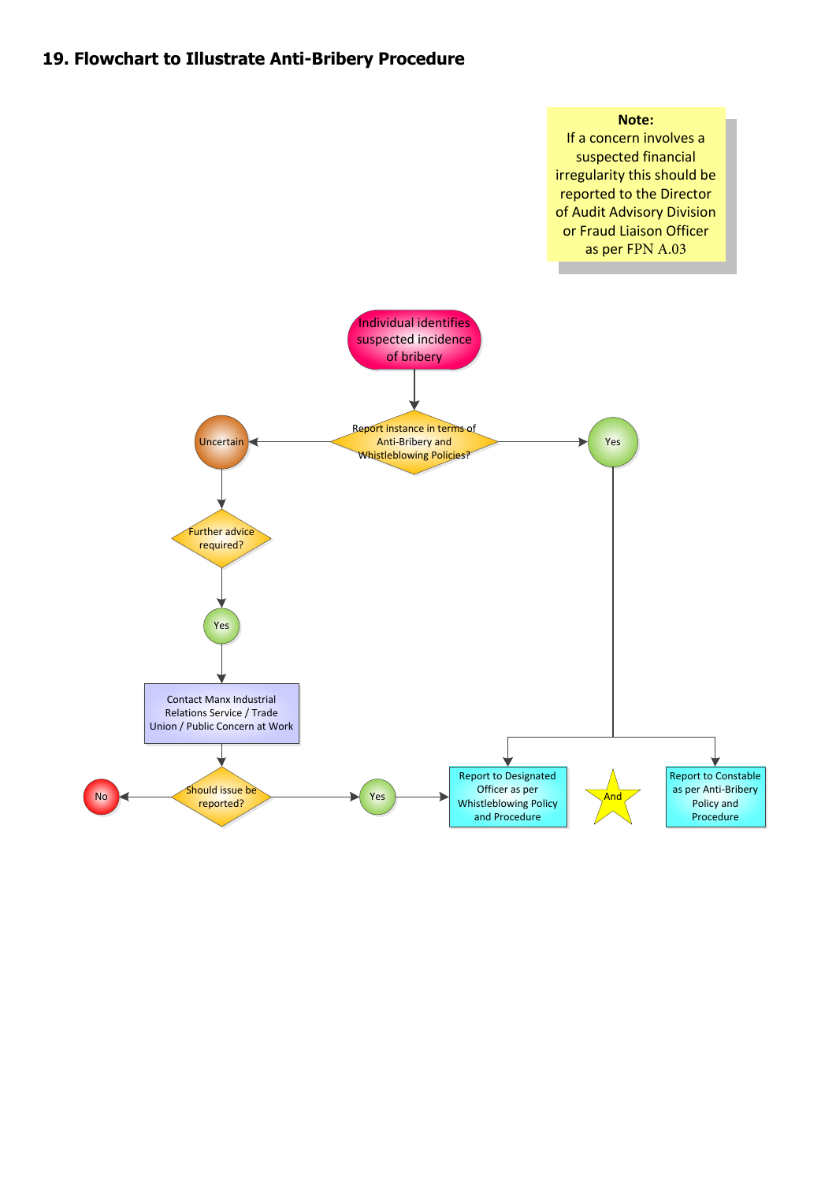## 19. Flowchart to Illustrate Anti-Bribery Procedure

**Note:**
If a concern involves a suspected financial irregularity this should be reported to the Director of Audit Advisory Division or Fraud Liaison Officer as per FPN A.03

Individual identifies suspected incidence of bribery

Report instance in terms of Anti-Bribery and Whistleblowing Policies?

Uncertain

Yes

Further advice required?

Yes

Contact Manx Industrial Relations Service / Trade Union / Public Concern at Work

Should issue be reported?

No

Yes

Report to Designated Officer as per Whistleblowing Policy and Procedure

And

Report to Constable as per Anti-Bribery Policy and Procedure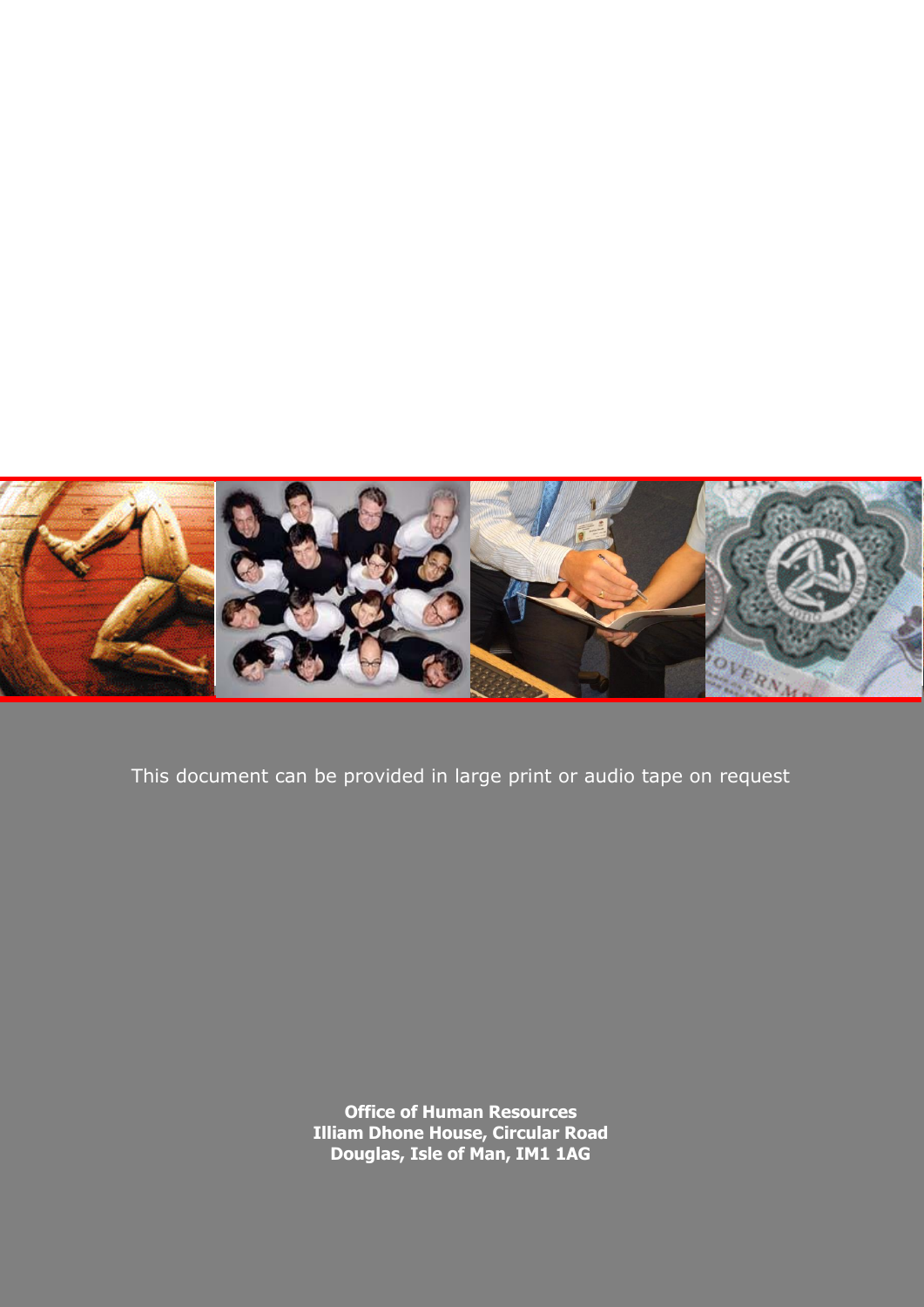This document can be provided in large print or audio tape on request

**Office of Human Resources**
**Illiam Dhone House, Circular Road**
**Douglas, Isle of Man, IM1 1AG**